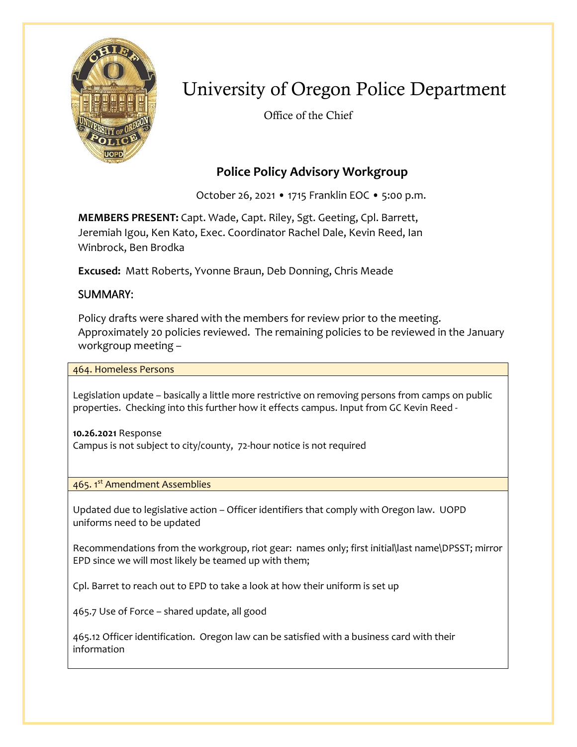# University of Oregon Police Department

Office of the Chief

## Police Policy Advisory Workgroup

October 26, 2021 • 1715 Franklin EOC • 5:00 p.m.

**MEMBERS PRESENT:** Capt. Wade, Capt. Riley, Sgt. Geeting, Cpl. Barrett, Jeremiah Igou, Ken Kato, Exec. Coordinator Rachel Dale, Kevin Reed, Ian Winbrock, Ben Brodka

**Excused:** Matt Roberts, Yvonne Braun, Deb Donning, Chris Meade

## SUMMARY:

Policy drafts were shared with the members for review prior to the meeting. Approximately 20 policies reviewed. The remaining policies to be reviewed in the January workgroup meeting –

### 464. Homeless Persons

Legislation update – basically a little more restrictive on removing persons from camps on public properties. Checking into this further how it effects campus. Input from GC Kevin Reed -

**10.26.2021** Response
Campus is not subject to city/county, 72-hour notice is not required

### 465. 1st Amendment Assemblies

Updated due to legislative action – Officer identifiers that comply with Oregon law. UOPD uniforms need to be updated

Recommendations from the workgroup, riot gear: names only; first initial\last name\DPSST; mirror EPD since we will most likely be teamed up with them;

Cpl. Barret to reach out to EPD to take a look at how their uniform is set up

465.7 Use of Force – shared update, all good

465.12 Officer identification. Oregon law can be satisfied with a business card with their information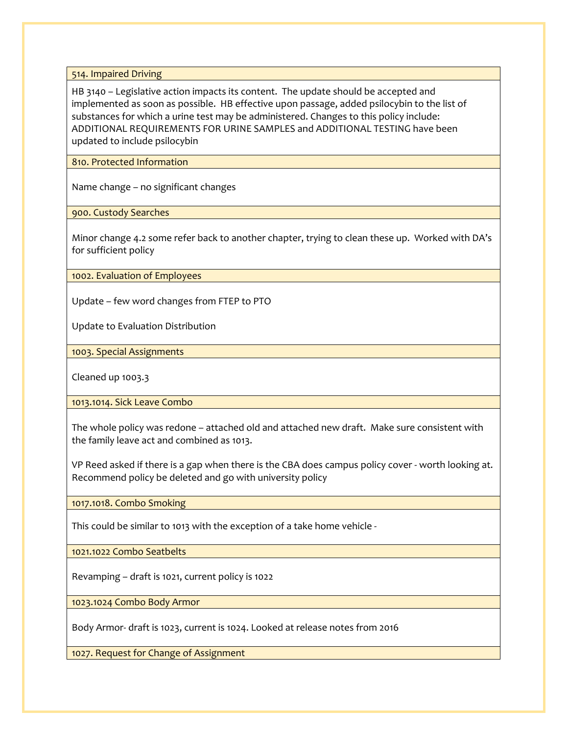| 514. Impaired Driving |
|---|
| HB 3140 – Legislative action impacts its content. The update should be accepted and implemented as soon as possible. HB effective upon passage, added psilocybin to the list of substances for which a urine test may be administered. Changes to this policy include: ADDITIONAL REQUIREMENTS FOR URINE SAMPLES and ADDITIONAL TESTING have been updated to include psilocybin |
| **810. Protected Information** |
| Name change – no significant changes |
| **900. Custody Searches** |
| Minor change 4.2 some refer back to another chapter, trying to clean these up. Worked with DA's for sufficient policy |
| **1002. Evaluation of Employees** |
| Update – few word changes from FTEP to PTO<br><br>Update to Evaluation Distribution |
| **1003. Special Assignments** |
| Cleaned up 1003.3 |
| **1013.1014. Sick Leave Combo** |
| The whole policy was redone – attached old and attached new draft. Make sure consistent with the family leave act and combined as 1013.<br><br>VP Reed asked if there is a gap when there is the CBA does campus policy cover - worth looking at. Recommend policy be deleted and go with university policy |
| **1017.1018. Combo Smoking** |
| This could be similar to 1013 with the exception of a take home vehicle - |
| **1021.1022 Combo Seatbelts** |
| Revamping – draft is 1021, current policy is 1022 |
| **1023.1024 Combo Body Armor** |
| Body Armor- draft is 1023, current is 1024. Looked at release notes from 2016 |
| **1027. Request for Change of Assignment** |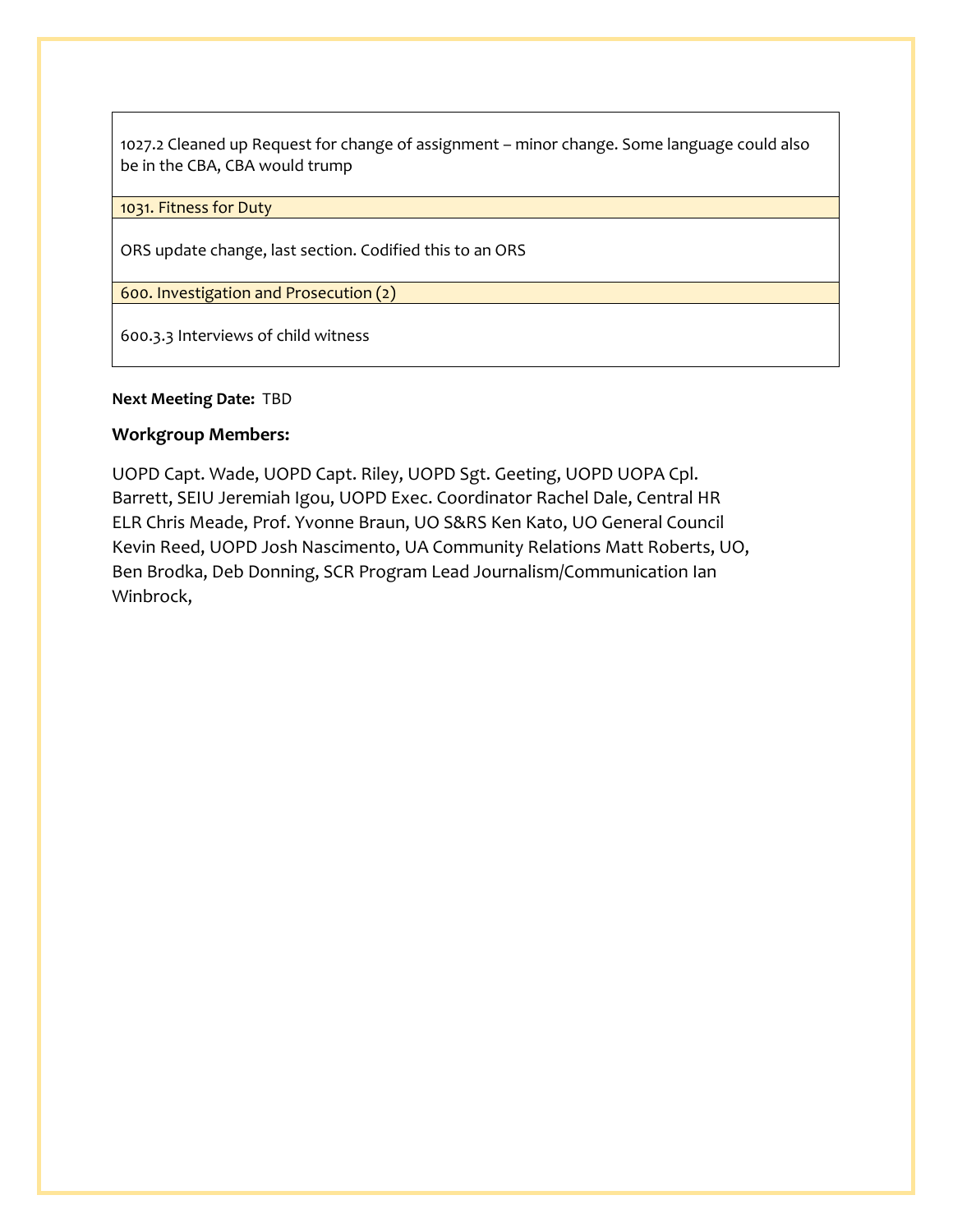| |
|---|
| 1027.2 Cleaned up Request for change of assignment – minor change. Some language could also be in the CBA, CBA would trump |
| 1031. Fitness for Duty |
| ORS update change, last section. Codified this to an ORS |
| 600. Investigation and Prosecution (2) |
| 600.3.3 Interviews of child witness |

**Next Meeting Date:** TBD

**Workgroup Members:**

UOPD Capt. Wade, UOPD Capt. Riley, UOPD Sgt. Geeting, UOPD UOPA Cpl. Barrett, SEIU Jeremiah Igou, UOPD Exec. Coordinator Rachel Dale, Central HR ELR Chris Meade, Prof. Yvonne Braun, UO S&RS Ken Kato, UO General Council Kevin Reed, UOPD Josh Nascimento, UA Community Relations Matt Roberts, UO, Ben Brodka, Deb Donning, SCR Program Lead Journalism/Communication Ian Winbrock,